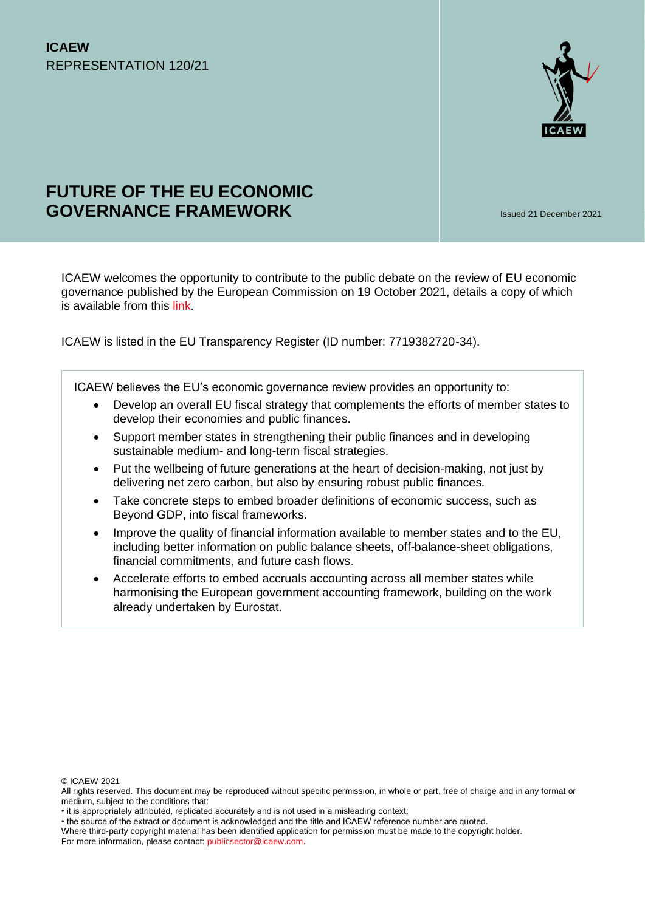**ICAEW**
REPRESENTATION 120/21

# FUTURE OF THE EU ECONOMIC GOVERNANCE FRAMEWORK

Issued 21 December 2021

ICAEW welcomes the opportunity to contribute to the public debate on the review of EU economic governance published by the European Commission on 19 October 2021, details a copy of which is available from this link.

ICAEW is listed in the EU Transparency Register (ID number: 7719382720-34).

ICAEW believes the EU's economic governance review provides an opportunity to:

- Develop an overall EU fiscal strategy that complements the efforts of member states to develop their economies and public finances.
- Support member states in strengthening their public finances and in developing sustainable medium- and long-term fiscal strategies.
- Put the wellbeing of future generations at the heart of decision-making, not just by delivering net zero carbon, but also by ensuring robust public finances.
- Take concrete steps to embed broader definitions of economic success, such as Beyond GDP, into fiscal frameworks.
- Improve the quality of financial information available to member states and to the EU, including better information on public balance sheets, off-balance-sheet obligations, financial commitments, and future cash flows.
- Accelerate efforts to embed accruals accounting across all member states while harmonising the European government accounting framework, building on the work already undertaken by Eurostat.

© ICAEW 2021
All rights reserved. This document may be reproduced without specific permission, in whole or part, free of charge and in any format or medium, subject to the conditions that:
• it is appropriately attributed, replicated accurately and is not used in a misleading context;
• the source of the extract or document is acknowledged and the title and ICAEW reference number are quoted.
Where third-party copyright material has been identified application for permission must be made to the copyright holder.
For more information, please contact: publicsector@icaew.com.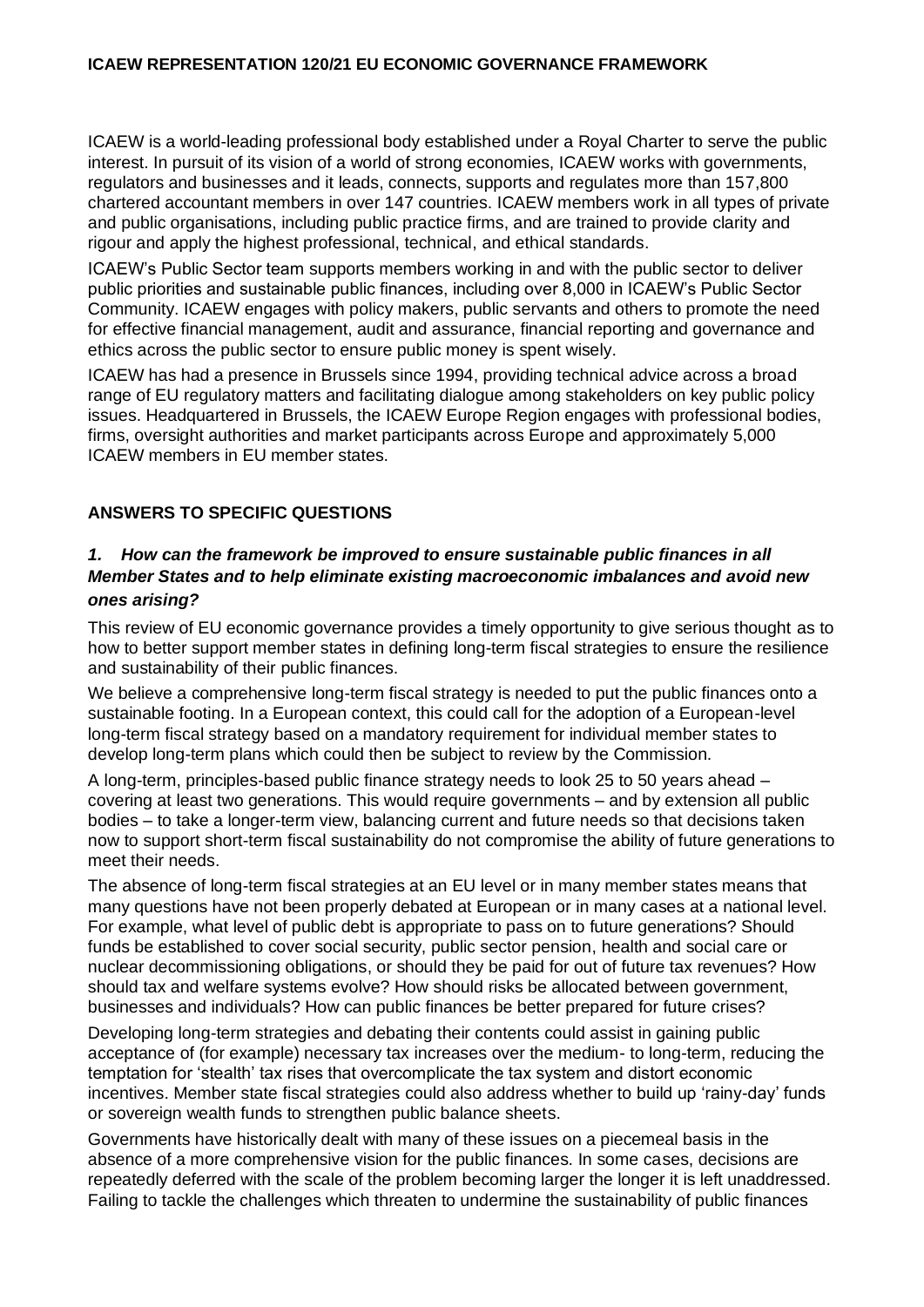ICAEW is a world-leading professional body established under a Royal Charter to serve the public interest. In pursuit of its vision of a world of strong economies, ICAEW works with governments, regulators and businesses and it leads, connects, supports and regulates more than 157,800 chartered accountant members in over 147 countries. ICAEW members work in all types of private and public organisations, including public practice firms, and are trained to provide clarity and rigour and apply the highest professional, technical, and ethical standards.

ICAEW's Public Sector team supports members working in and with the public sector to deliver public priorities and sustainable public finances, including over 8,000 in ICAEW's Public Sector Community. ICAEW engages with policy makers, public servants and others to promote the need for effective financial management, audit and assurance, financial reporting and governance and ethics across the public sector to ensure public money is spent wisely.

ICAEW has had a presence in Brussels since 1994, providing technical advice across a broad range of EU regulatory matters and facilitating dialogue among stakeholders on key public policy issues. Headquartered in Brussels, the ICAEW Europe Region engages with professional bodies, firms, oversight authorities and market participants across Europe and approximately 5,000 ICAEW members in EU member states.

## ANSWERS TO SPECIFIC QUESTIONS

### *1. How can the framework be improved to ensure sustainable public finances in all Member States and to help eliminate existing macroeconomic imbalances and avoid new ones arising?*

This review of EU economic governance provides a timely opportunity to give serious thought as to how to better support member states in defining long-term fiscal strategies to ensure the resilience and sustainability of their public finances.

We believe a comprehensive long-term fiscal strategy is needed to put the public finances onto a sustainable footing. In a European context, this could call for the adoption of a European-level long-term fiscal strategy based on a mandatory requirement for individual member states to develop long-term plans which could then be subject to review by the Commission.

A long-term, principles-based public finance strategy needs to look 25 to 50 years ahead – covering at least two generations. This would require governments – and by extension all public bodies – to take a longer-term view, balancing current and future needs so that decisions taken now to support short-term fiscal sustainability do not compromise the ability of future generations to meet their needs.

The absence of long-term fiscal strategies at an EU level or in many member states means that many questions have not been properly debated at European or in many cases at a national level. For example, what level of public debt is appropriate to pass on to future generations? Should funds be established to cover social security, public sector pension, health and social care or nuclear decommissioning obligations, or should they be paid for out of future tax revenues? How should tax and welfare systems evolve? How should risks be allocated between government, businesses and individuals? How can public finances be better prepared for future crises?

Developing long-term strategies and debating their contents could assist in gaining public acceptance of (for example) necessary tax increases over the medium- to long-term, reducing the temptation for 'stealth' tax rises that overcomplicate the tax system and distort economic incentives. Member state fiscal strategies could also address whether to build up 'rainy-day' funds or sovereign wealth funds to strengthen public balance sheets.

Governments have historically dealt with many of these issues on a piecemeal basis in the absence of a more comprehensive vision for the public finances. In some cases, decisions are repeatedly deferred with the scale of the problem becoming larger the longer it is left unaddressed. Failing to tackle the challenges which threaten to undermine the sustainability of public finances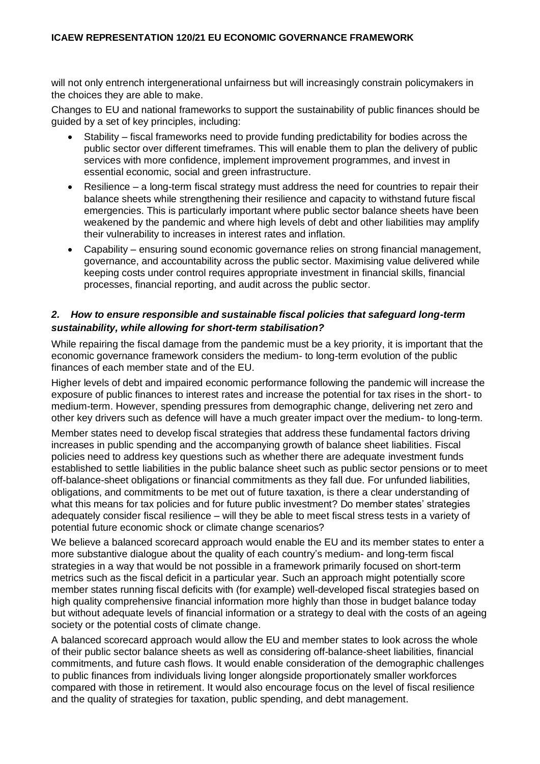will not only entrench intergenerational unfairness but will increasingly constrain policymakers in the choices they are able to make.

Changes to EU and national frameworks to support the sustainability of public finances should be guided by a set of key principles, including:

- Stability – fiscal frameworks need to provide funding predictability for bodies across the public sector over different timeframes. This will enable them to plan the delivery of public services with more confidence, implement improvement programmes, and invest in essential economic, social and green infrastructure.
- Resilience – a long-term fiscal strategy must address the need for countries to repair their balance sheets while strengthening their resilience and capacity to withstand future fiscal emergencies. This is particularly important where public sector balance sheets have been weakened by the pandemic and where high levels of debt and other liabilities may amplify their vulnerability to increases in interest rates and inflation.
- Capability – ensuring sound economic governance relies on strong financial management, governance, and accountability across the public sector. Maximising value delivered while keeping costs under control requires appropriate investment in financial skills, financial processes, financial reporting, and audit across the public sector.

### *2. How to ensure responsible and sustainable fiscal policies that safeguard long-term sustainability, while allowing for short-term stabilisation?*

While repairing the fiscal damage from the pandemic must be a key priority, it is important that the economic governance framework considers the medium- to long-term evolution of the public finances of each member state and of the EU.

Higher levels of debt and impaired economic performance following the pandemic will increase the exposure of public finances to interest rates and increase the potential for tax rises in the short- to medium-term. However, spending pressures from demographic change, delivering net zero and other key drivers such as defence will have a much greater impact over the medium- to long-term.

Member states need to develop fiscal strategies that address these fundamental factors driving increases in public spending and the accompanying growth of balance sheet liabilities. Fiscal policies need to address key questions such as whether there are adequate investment funds established to settle liabilities in the public balance sheet such as public sector pensions or to meet off-balance-sheet obligations or financial commitments as they fall due. For unfunded liabilities, obligations, and commitments to be met out of future taxation, is there a clear understanding of what this means for tax policies and for future public investment? Do member states' strategies adequately consider fiscal resilience – will they be able to meet fiscal stress tests in a variety of potential future economic shock or climate change scenarios?

We believe a balanced scorecard approach would enable the EU and its member states to enter a more substantive dialogue about the quality of each country's medium- and long-term fiscal strategies in a way that would be not possible in a framework primarily focused on short-term metrics such as the fiscal deficit in a particular year. Such an approach might potentially score member states running fiscal deficits with (for example) well-developed fiscal strategies based on high quality comprehensive financial information more highly than those in budget balance today but without adequate levels of financial information or a strategy to deal with the costs of an ageing society or the potential costs of climate change.

A balanced scorecard approach would allow the EU and member states to look across the whole of their public sector balance sheets as well as considering off-balance-sheet liabilities, financial commitments, and future cash flows. It would enable consideration of the demographic challenges to public finances from individuals living longer alongside proportionately smaller workforces compared with those in retirement. It would also encourage focus on the level of fiscal resilience and the quality of strategies for taxation, public spending, and debt management.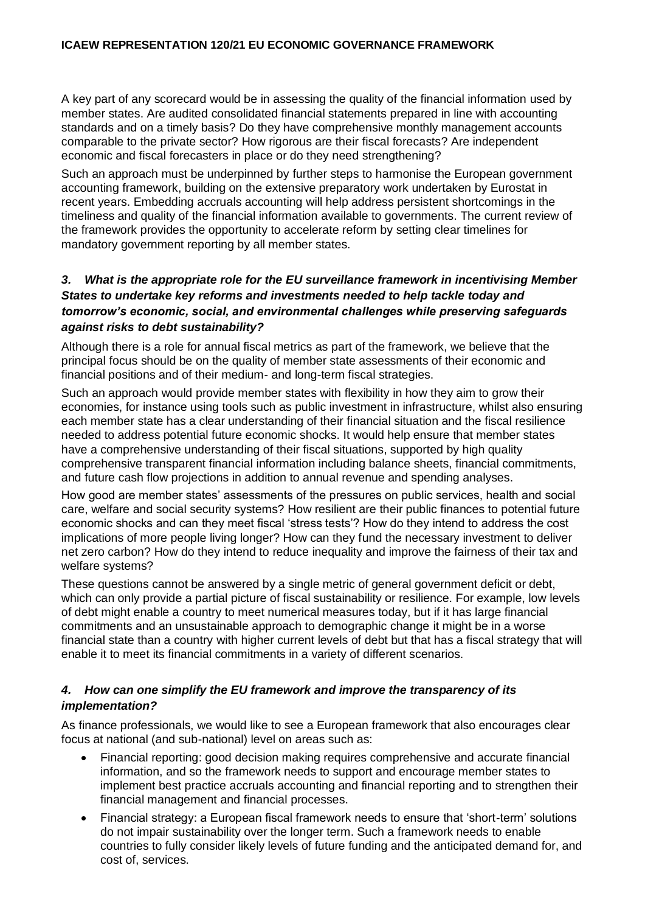A key part of any scorecard would be in assessing the quality of the financial information used by member states. Are audited consolidated financial statements prepared in line with accounting standards and on a timely basis? Do they have comprehensive monthly management accounts comparable to the private sector? How rigorous are their fiscal forecasts? Are independent economic and fiscal forecasters in place or do they need strengthening?

Such an approach must be underpinned by further steps to harmonise the European government accounting framework, building on the extensive preparatory work undertaken by Eurostat in recent years. Embedding accruals accounting will help address persistent shortcomings in the timeliness and quality of the financial information available to governments. The current review of the framework provides the opportunity to accelerate reform by setting clear timelines for mandatory government reporting by all member states.

### *3. What is the appropriate role for the EU surveillance framework in incentivising Member States to undertake key reforms and investments needed to help tackle today and tomorrow's economic, social, and environmental challenges while preserving safeguards against risks to debt sustainability?*

Although there is a role for annual fiscal metrics as part of the framework, we believe that the principal focus should be on the quality of member state assessments of their economic and financial positions and of their medium- and long-term fiscal strategies.

Such an approach would provide member states with flexibility in how they aim to grow their economies, for instance using tools such as public investment in infrastructure, whilst also ensuring each member state has a clear understanding of their financial situation and the fiscal resilience needed to address potential future economic shocks. It would help ensure that member states have a comprehensive understanding of their fiscal situations, supported by high quality comprehensive transparent financial information including balance sheets, financial commitments, and future cash flow projections in addition to annual revenue and spending analyses.

How good are member states' assessments of the pressures on public services, health and social care, welfare and social security systems? How resilient are their public finances to potential future economic shocks and can they meet fiscal 'stress tests'? How do they intend to address the cost implications of more people living longer? How can they fund the necessary investment to deliver net zero carbon? How do they intend to reduce inequality and improve the fairness of their tax and welfare systems?

These questions cannot be answered by a single metric of general government deficit or debt, which can only provide a partial picture of fiscal sustainability or resilience. For example, low levels of debt might enable a country to meet numerical measures today, but if it has large financial commitments and an unsustainable approach to demographic change it might be in a worse financial state than a country with higher current levels of debt but that has a fiscal strategy that will enable it to meet its financial commitments in a variety of different scenarios.

### *4. How can one simplify the EU framework and improve the transparency of its implementation?*

As finance professionals, we would like to see a European framework that also encourages clear focus at national (and sub-national) level on areas such as:

- Financial reporting: good decision making requires comprehensive and accurate financial information, and so the framework needs to support and encourage member states to implement best practice accruals accounting and financial reporting and to strengthen their financial management and financial processes.
- Financial strategy: a European fiscal framework needs to ensure that 'short-term' solutions do not impair sustainability over the longer term. Such a framework needs to enable countries to fully consider likely levels of future funding and the anticipated demand for, and cost of, services.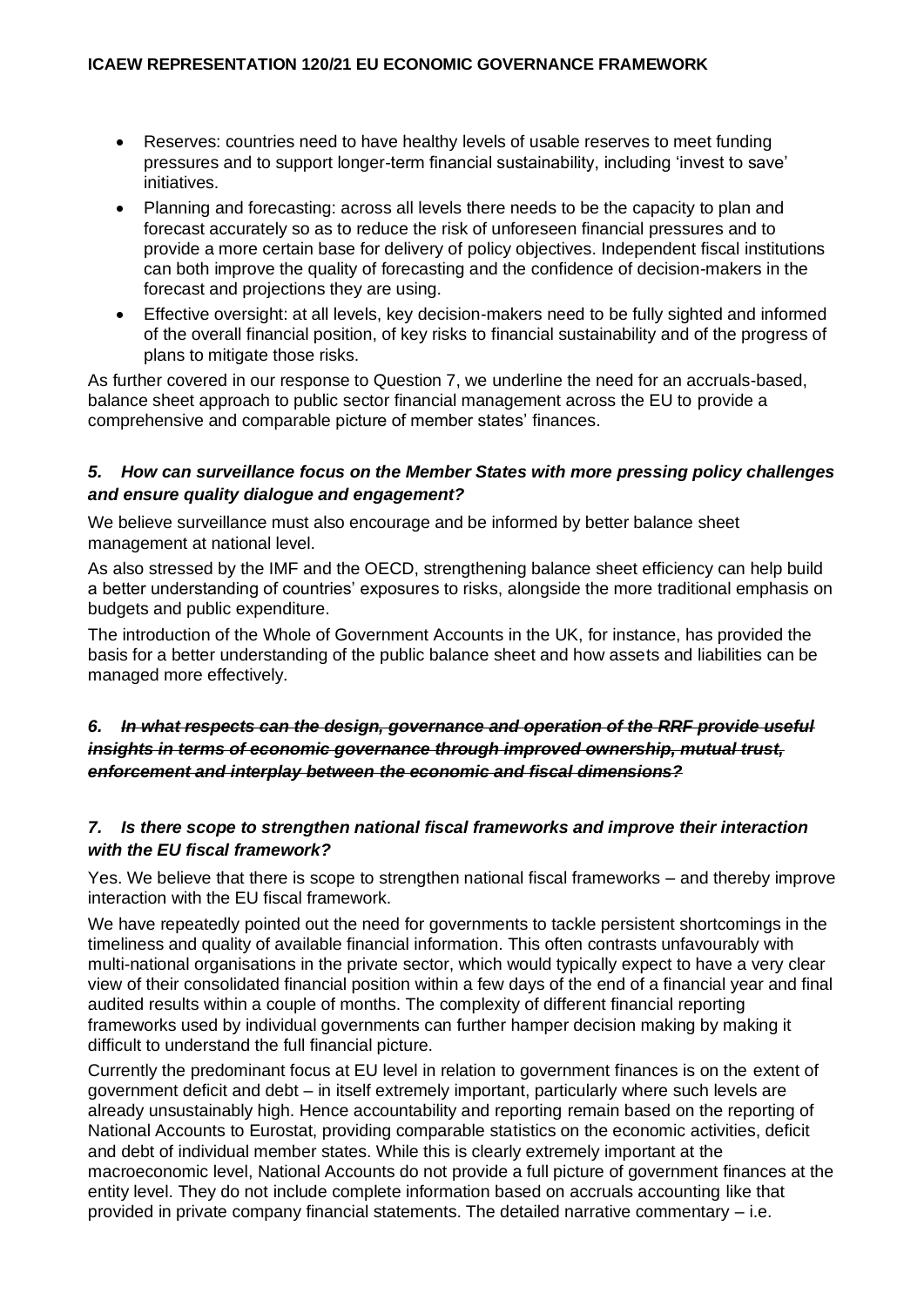- Reserves: countries need to have healthy levels of usable reserves to meet funding pressures and to support longer-term financial sustainability, including 'invest to save' initiatives.
- Planning and forecasting: across all levels there needs to be the capacity to plan and forecast accurately so as to reduce the risk of unforeseen financial pressures and to provide a more certain base for delivery of policy objectives. Independent fiscal institutions can both improve the quality of forecasting and the confidence of decision-makers in the forecast and projections they are using.
- Effective oversight: at all levels, key decision-makers need to be fully sighted and informed of the overall financial position, of key risks to financial sustainability and of the progress of plans to mitigate those risks.

As further covered in our response to Question 7, we underline the need for an accruals-based, balance sheet approach to public sector financial management across the EU to provide a comprehensive and comparable picture of member states' finances.

### *5. How can surveillance focus on the Member States with more pressing policy challenges and ensure quality dialogue and engagement?*

We believe surveillance must also encourage and be informed by better balance sheet management at national level.

As also stressed by the IMF and the OECD, strengthening balance sheet efficiency can help build a better understanding of countries' exposures to risks, alongside the more traditional emphasis on budgets and public expenditure.

The introduction of the Whole of Government Accounts in the UK, for instance, has provided the basis for a better understanding of the public balance sheet and how assets and liabilities can be managed more effectively.

### *6. ~~In what respects can the design, governance and operation of the RRF provide useful insights in terms of economic governance through improved ownership, mutual trust, enforcement and interplay between the economic and fiscal dimensions?~~*

### *7. Is there scope to strengthen national fiscal frameworks and improve their interaction with the EU fiscal framework?*

Yes. We believe that there is scope to strengthen national fiscal frameworks – and thereby improve interaction with the EU fiscal framework.

We have repeatedly pointed out the need for governments to tackle persistent shortcomings in the timeliness and quality of available financial information. This often contrasts unfavourably with multi-national organisations in the private sector, which would typically expect to have a very clear view of their consolidated financial position within a few days of the end of a financial year and final audited results within a couple of months. The complexity of different financial reporting frameworks used by individual governments can further hamper decision making by making it difficult to understand the full financial picture.

Currently the predominant focus at EU level in relation to government finances is on the extent of government deficit and debt – in itself extremely important, particularly where such levels are already unsustainably high. Hence accountability and reporting remain based on the reporting of National Accounts to Eurostat, providing comparable statistics on the economic activities, deficit and debt of individual member states. While this is clearly extremely important at the macroeconomic level, National Accounts do not provide a full picture of government finances at the entity level. They do not include complete information based on accruals accounting like that provided in private company financial statements. The detailed narrative commentary – i.e.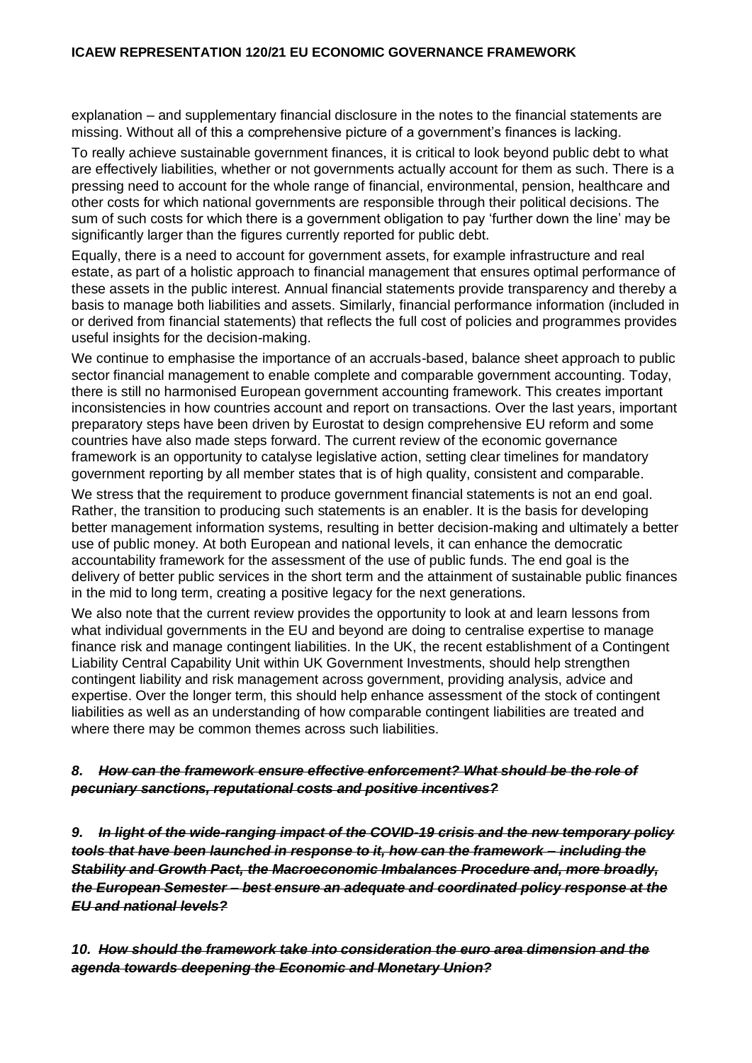explanation – and supplementary financial disclosure in the notes to the financial statements are missing. Without all of this a comprehensive picture of a government's finances is lacking.

To really achieve sustainable government finances, it is critical to look beyond public debt to what are effectively liabilities, whether or not governments actually account for them as such. There is a pressing need to account for the whole range of financial, environmental, pension, healthcare and other costs for which national governments are responsible through their political decisions. The sum of such costs for which there is a government obligation to pay 'further down the line' may be significantly larger than the figures currently reported for public debt.

Equally, there is a need to account for government assets, for example infrastructure and real estate, as part of a holistic approach to financial management that ensures optimal performance of these assets in the public interest. Annual financial statements provide transparency and thereby a basis to manage both liabilities and assets. Similarly, financial performance information (included in or derived from financial statements) that reflects the full cost of policies and programmes provides useful insights for the decision-making.

We continue to emphasise the importance of an accruals-based, balance sheet approach to public sector financial management to enable complete and comparable government accounting. Today, there is still no harmonised European government accounting framework. This creates important inconsistencies in how countries account and report on transactions. Over the last years, important preparatory steps have been driven by Eurostat to design comprehensive EU reform and some countries have also made steps forward. The current review of the economic governance framework is an opportunity to catalyse legislative action, setting clear timelines for mandatory government reporting by all member states that is of high quality, consistent and comparable.

We stress that the requirement to produce government financial statements is not an end goal. Rather, the transition to producing such statements is an enabler. It is the basis for developing better management information systems, resulting in better decision-making and ultimately a better use of public money. At both European and national levels, it can enhance the democratic accountability framework for the assessment of the use of public funds. The end goal is the delivery of better public services in the short term and the attainment of sustainable public finances in the mid to long term, creating a positive legacy for the next generations.

We also note that the current review provides the opportunity to look at and learn lessons from what individual governments in the EU and beyond are doing to centralise expertise to manage finance risk and manage contingent liabilities. In the UK, the recent establishment of a Contingent Liability Central Capability Unit within UK Government Investments, should help strengthen contingent liability and risk management across government, providing analysis, advice and expertise. Over the longer term, this should help enhance assessment of the stock of contingent liabilities as well as an understanding of how comparable contingent liabilities are treated and where there may be common themes across such liabilities.

***8. ~~How can the framework ensure effective enforcement? What should be the role of pecuniary sanctions, reputational costs and positive incentives?~~***

***9. ~~In light of the wide-ranging impact of the COVID-19 crisis and the new temporary policy tools that have been launched in response to it, how can the framework – including the Stability and Growth Pact, the Macroeconomic Imbalances Procedure and, more broadly, the European Semester – best ensure an adequate and coordinated policy response at the EU and national levels?~~***

***10. ~~How should the framework take into consideration the euro area dimension and the agenda towards deepening the Economic and Monetary Union?~~***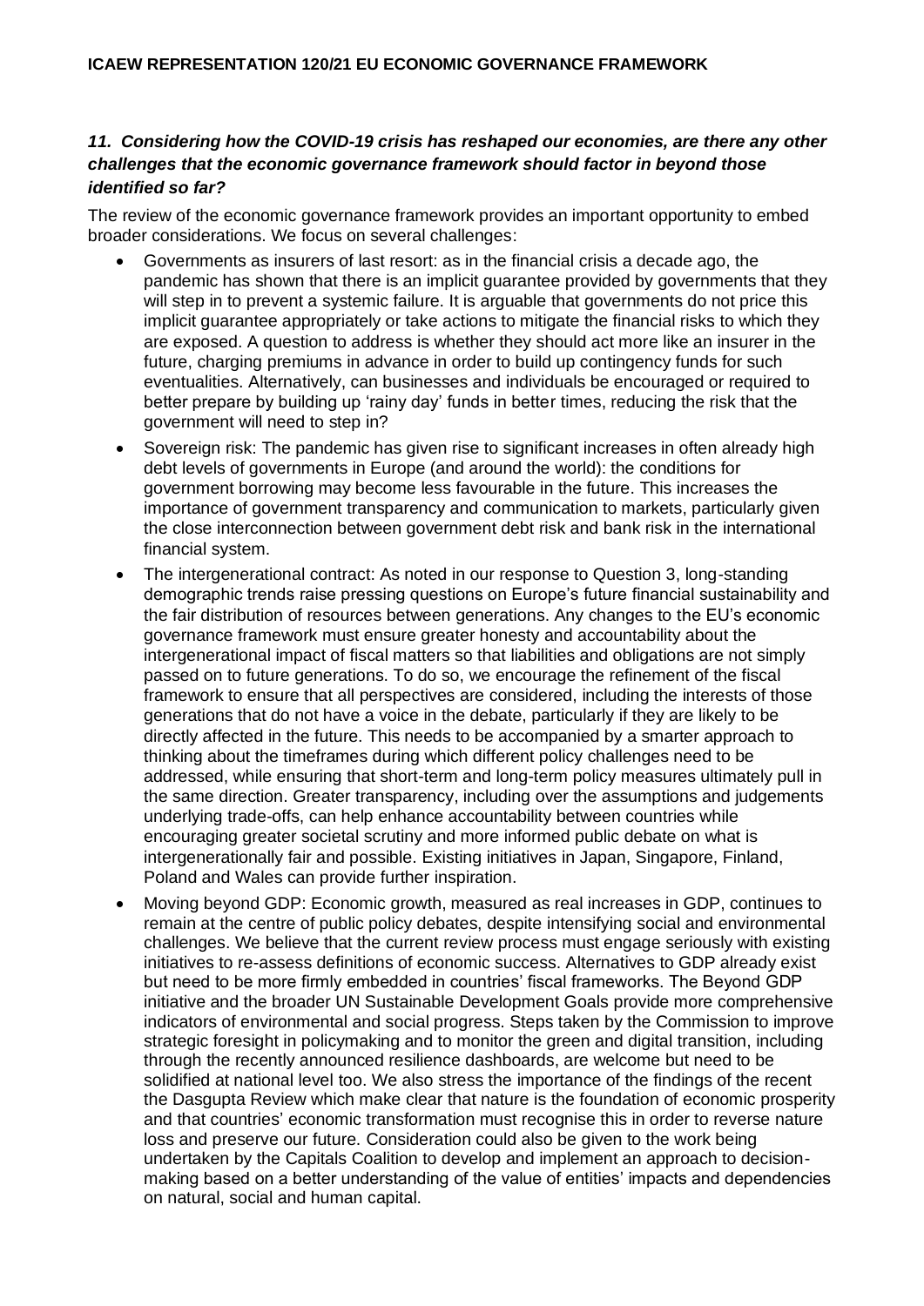## *11. Considering how the COVID-19 crisis has reshaped our economies, are there any other challenges that the economic governance framework should factor in beyond those identified so far?*

The review of the economic governance framework provides an important opportunity to embed broader considerations. We focus on several challenges:

- Governments as insurers of last resort: as in the financial crisis a decade ago, the pandemic has shown that there is an implicit guarantee provided by governments that they will step in to prevent a systemic failure. It is arguable that governments do not price this implicit guarantee appropriately or take actions to mitigate the financial risks to which they are exposed. A question to address is whether they should act more like an insurer in the future, charging premiums in advance in order to build up contingency funds for such eventualities. Alternatively, can businesses and individuals be encouraged or required to better prepare by building up 'rainy day' funds in better times, reducing the risk that the government will need to step in?
- Sovereign risk: The pandemic has given rise to significant increases in often already high debt levels of governments in Europe (and around the world): the conditions for government borrowing may become less favourable in the future. This increases the importance of government transparency and communication to markets, particularly given the close interconnection between government debt risk and bank risk in the international financial system.
- The intergenerational contract: As noted in our response to Question 3, long-standing demographic trends raise pressing questions on Europe's future financial sustainability and the fair distribution of resources between generations. Any changes to the EU's economic governance framework must ensure greater honesty and accountability about the intergenerational impact of fiscal matters so that liabilities and obligations are not simply passed on to future generations. To do so, we encourage the refinement of the fiscal framework to ensure that all perspectives are considered, including the interests of those generations that do not have a voice in the debate, particularly if they are likely to be directly affected in the future. This needs to be accompanied by a smarter approach to thinking about the timeframes during which different policy challenges need to be addressed, while ensuring that short-term and long-term policy measures ultimately pull in the same direction. Greater transparency, including over the assumptions and judgements underlying trade-offs, can help enhance accountability between countries while encouraging greater societal scrutiny and more informed public debate on what is intergenerationally fair and possible. Existing initiatives in Japan, Singapore, Finland, Poland and Wales can provide further inspiration.
- Moving beyond GDP: Economic growth, measured as real increases in GDP, continues to remain at the centre of public policy debates, despite intensifying social and environmental challenges. We believe that the current review process must engage seriously with existing initiatives to re-assess definitions of economic success. Alternatives to GDP already exist but need to be more firmly embedded in countries' fiscal frameworks. The Beyond GDP initiative and the broader UN Sustainable Development Goals provide more comprehensive indicators of environmental and social progress. Steps taken by the Commission to improve strategic foresight in policymaking and to monitor the green and digital transition, including through the recently announced resilience dashboards, are welcome but need to be solidified at national level too. We also stress the importance of the findings of the recent the Dasgupta Review which make clear that nature is the foundation of economic prosperity and that countries' economic transformation must recognise this in order to reverse nature loss and preserve our future. Consideration could also be given to the work being undertaken by the Capitals Coalition to develop and implement an approach to decision-making based on a better understanding of the value of entities' impacts and dependencies on natural, social and human capital.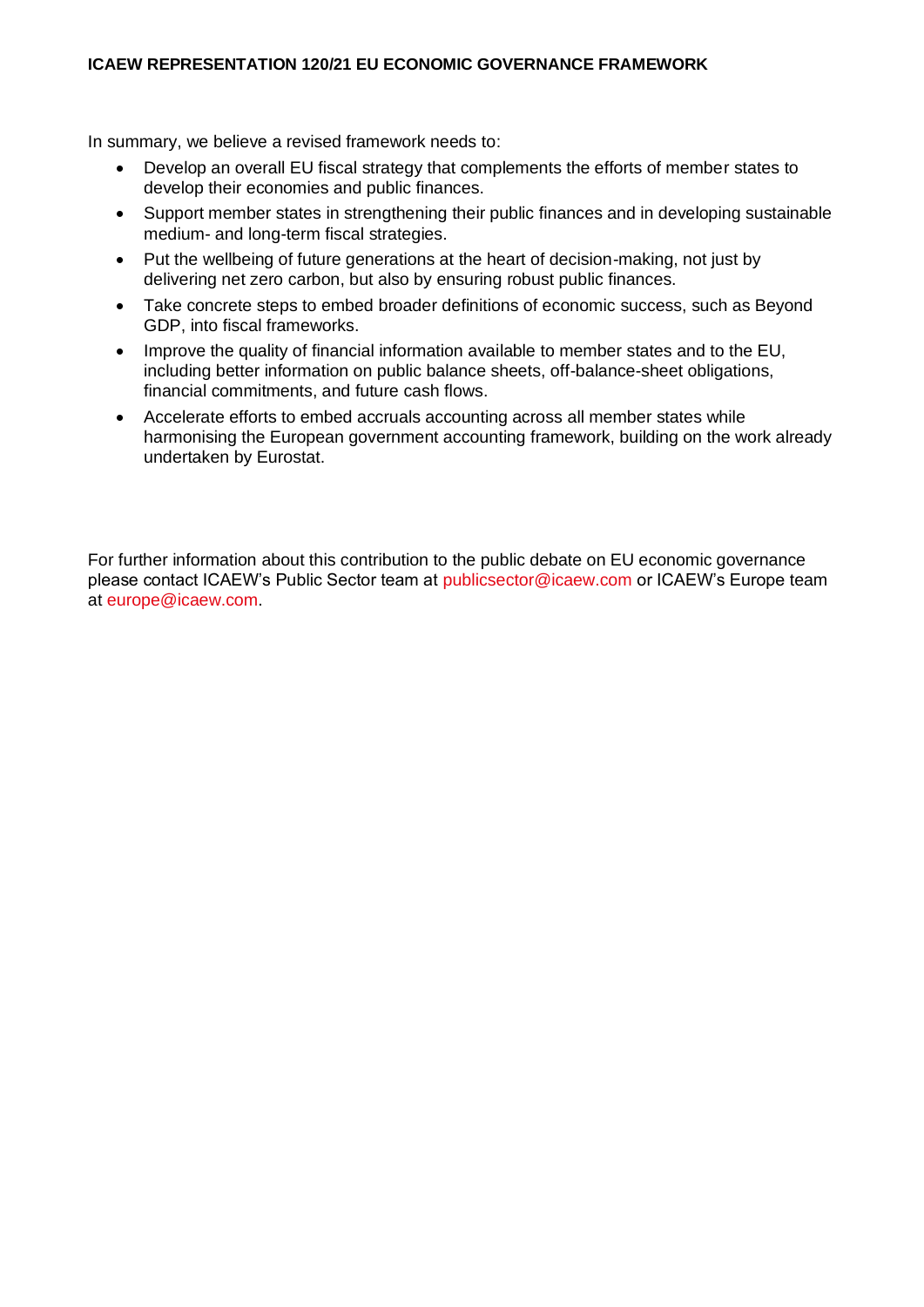In summary, we believe a revised framework needs to:

- Develop an overall EU fiscal strategy that complements the efforts of member states to develop their economies and public finances.
- Support member states in strengthening their public finances and in developing sustainable medium- and long-term fiscal strategies.
- Put the wellbeing of future generations at the heart of decision-making, not just by delivering net zero carbon, but also by ensuring robust public finances.
- Take concrete steps to embed broader definitions of economic success, such as Beyond GDP, into fiscal frameworks.
- Improve the quality of financial information available to member states and to the EU, including better information on public balance sheets, off-balance-sheet obligations, financial commitments, and future cash flows.
- Accelerate efforts to embed accruals accounting across all member states while harmonising the European government accounting framework, building on the work already undertaken by Eurostat.

For further information about this contribution to the public debate on EU economic governance please contact ICAEW's Public Sector team at publicsector@icaew.com or ICAEW's Europe team at europe@icaew.com.